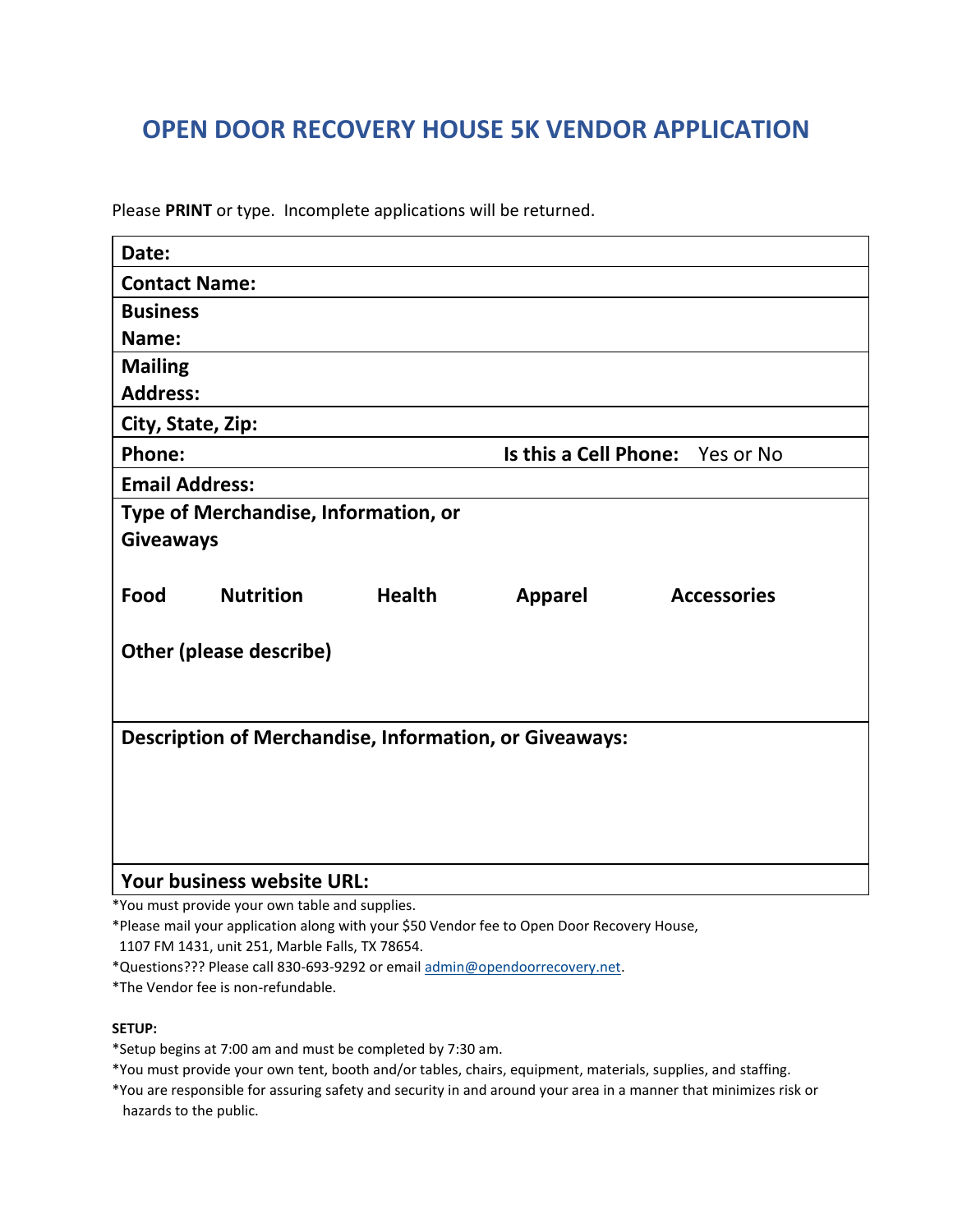# OPEN DOOR RECOVERY HOUSE 5K VENDOR APPLICATION

Please **PRINT** or type. Incomplete applications will be returned.

| | |
|---|---|
| **Date:** | |
| **Contact Name:** | |
| **Business Name:** | |
| **Mailing Address:** | |
| **City, State, Zip:** | |
| **Phone:** | **Is this a Cell Phone:** Yes or No |
| **Email Address:** | |
| **Type of Merchandise, Information, or Giveaways**<br><br>**Food** **Nutrition** **Health** **Apparel** **Accessories**<br><br>**Other (please describe)** | |
| **Description of Merchandise, Information, or Giveaways:** | |
| **Your business website URL:** | |

*You must provide your own table and supplies.

*Please mail your application along with your $50 Vendor fee to Open Door Recovery House, 1107 FM 1431, unit 251, Marble Falls, TX 78654.

*Questions??? Please call 830-693-9292 or email admin@opendoorrecovery.net.

*The Vendor fee is non-refundable.

**SETUP:**

*Setup begins at 7:00 am and must be completed by 7:30 am.

*You must provide your own tent, booth and/or tables, chairs, equipment, materials, supplies, and staffing.

*You are responsible for assuring safety and security in and around your area in a manner that minimizes risk or hazards to the public.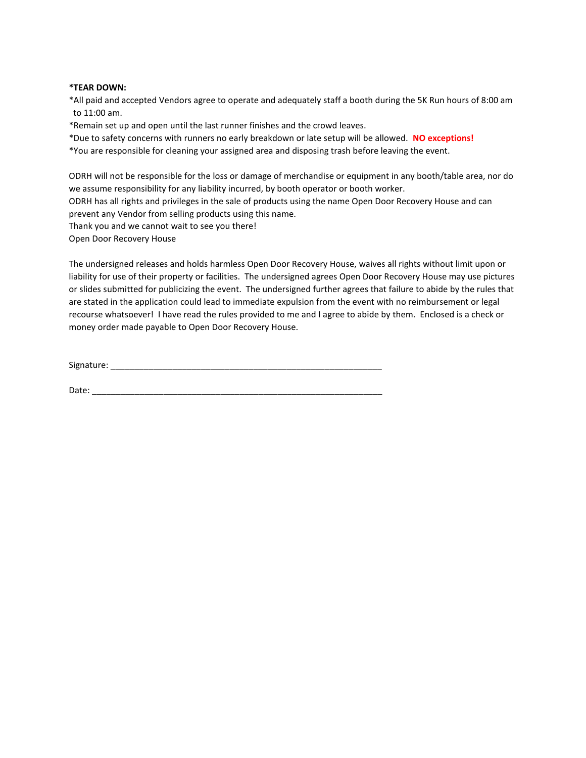**\*TEAR DOWN:**

*All paid and accepted Vendors agree to operate and adequately staff a booth during the 5K Run hours of 8:00 am to 11:00 am.

*Remain set up and open until the last runner finishes and the crowd leaves.

*Due to safety concerns with runners no early breakdown or late setup will be allowed. **NO exceptions!**

*You are responsible for cleaning your assigned area and disposing trash before leaving the event.

ODRH will not be responsible for the loss or damage of merchandise or equipment in any booth/table area, nor do we assume responsibility for any liability incurred, by booth operator or booth worker.
ODRH has all rights and privileges in the sale of products using the name Open Door Recovery House and can prevent any Vendor from selling products using this name.
Thank you and we cannot wait to see you there!
Open Door Recovery House

The undersigned releases and holds harmless Open Door Recovery House, waives all rights without limit upon or liability for use of their property or facilities. The undersigned agrees Open Door Recovery House may use pictures or slides submitted for publicizing the event. The undersigned further agrees that failure to abide by the rules that are stated in the application could lead to immediate expulsion from the event with no reimbursement or legal recourse whatsoever! I have read the rules provided to me and I agree to abide by them. Enclosed is a check or money order made payable to Open Door Recovery House.

Signature: ___________________________________________________________

Date: _______________________________________________________________